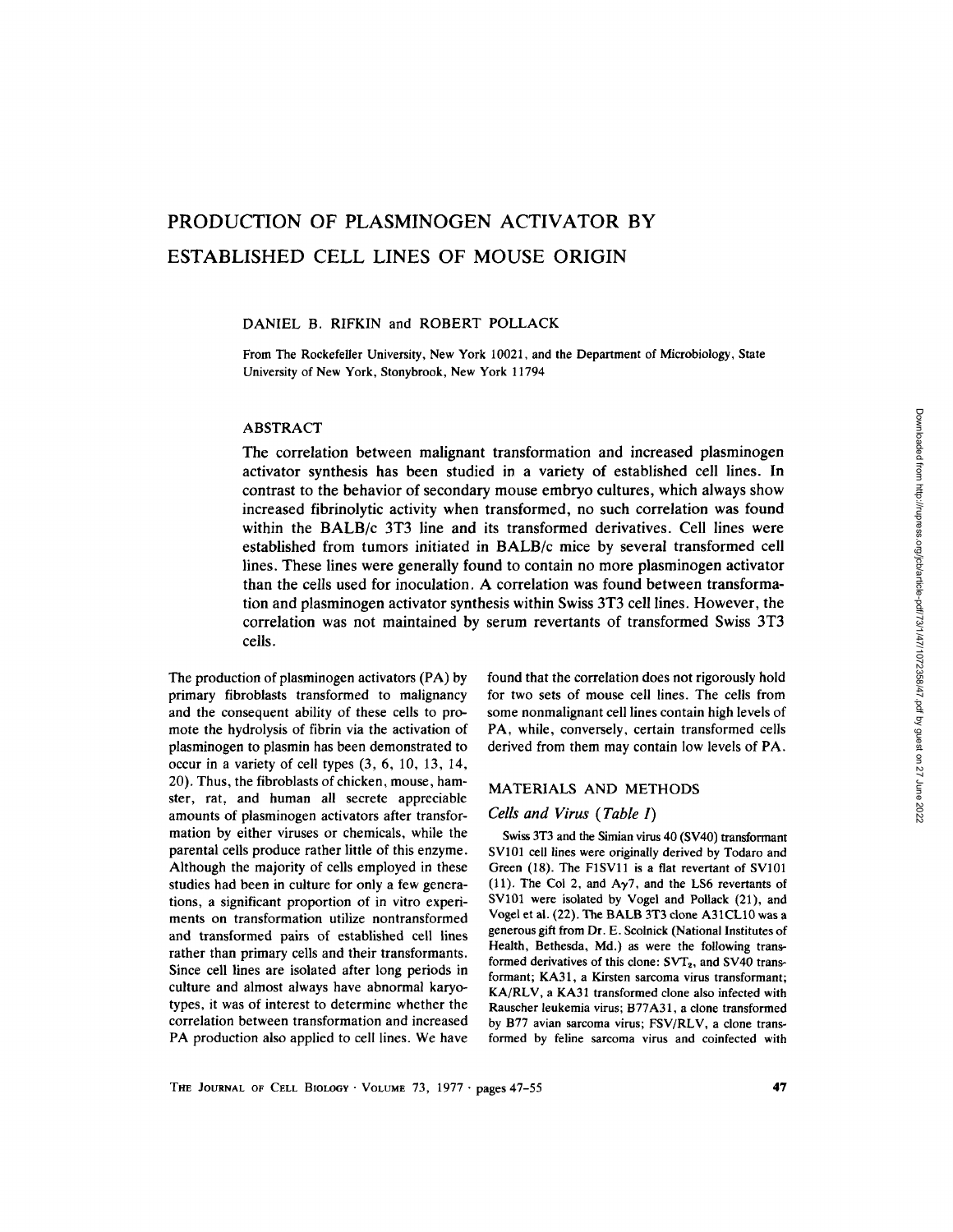# PRODUCTION OF PLASMINOGEN ACTIVATOR BY ESTABLISHED CELL LINES OF MOUSE ORIGIN

DANIEL B. RIFKIN and ROBERT POLLACK

From The Rockefeller University, New York 10021, and the Department of Microbiology, State University of New York, Stonybrook, New York 11794

## ABSTRACT

The correlation between malignant transformation and increased plasminogen activator synthesis has been studied in a variety of established cell lines. In contrast to the behavior of secondary mouse embryo cultures, which always show increased fibrinolytic activity when transformed, no such correlation was found within the BALB/c 3T3 line and its transformed derivatives. Cell lines were established from tumors initiated in BALB/c mice by several transformed cell lines. These lines were generally found to contain no more plasminogen activator than the cells used for inoculation. A correlation was found between transformation and plasminogen activator synthesis within Swiss 3T3 cell lines. However, the correlation was not maintained by serum revertants of transformed Swiss 3T3 cells.

The production of plasminogen activators (PA) by primary fibroblasts transformed to malignancy and the consequent ability of these cells to promote the hydrolysis of fibrin via the activation of plasminogen to plasmin has been demonstrated to occur in a variety of cell types (3, 6, 10, 13, 14, 20). Thus, the fibroblasts of chicken, mouse, hamster, rat, and human all secrete appreciable amounts of plasminogen activators after transformation by either viruses or chemicals, while the parental cells produce rather little of this enzyme. Although the majority of cells employed in these studies had been in culture for only a few generations, a significant proportion of in vitro experiments on transformation utilize nontransformed and transformed pairs of established cell lines rather than primary cells and their transformants. Since cell lines are isolated after long periods in culture and almost always have abnormal karyotypes, it was of interest to determine whether the correlation between transformation and increased PA production also applied to cell lines. We have found that the correlation does not rigorously hold for two sets of mouse cell lines. The cells from some nonmalignant cell lines contain high levels of PA, while, conversely, certain transformed cells derived from them may contain low levels of PA.

## MATERIALS AND METHODS

### *Cells and Virus (Table I)*

Swiss 3T3 and the Simian virus 40 (SV40) transformant SV101 cell lines were originally derived by Todaro and Green (18). The F1SV11 is a flat revertant of SV101 (11). The Col 2, and Ay7, and the LS6 revertants of SV101 were isolated by Vogel and Pollack (21), and Vogel et al. (22). The BALB 3T3 clone A31CL10 was a generous gift from Dr. E. Scolnick (National Institutes of Health, Bethesda, Md.) as were the following transformed derivatives of this clone: $SVT_2$, and SV40 transformant; KA31, a Kirsten sarcoma virus transformant; KA/RLV, a KA31 transformed clone also infected with Rauscher leukemia virus; B77A31, a clone transformed by B77 avian sarcoma virus; FSV/RLV, a clone transformed by feline sarcoma virus and coinfected with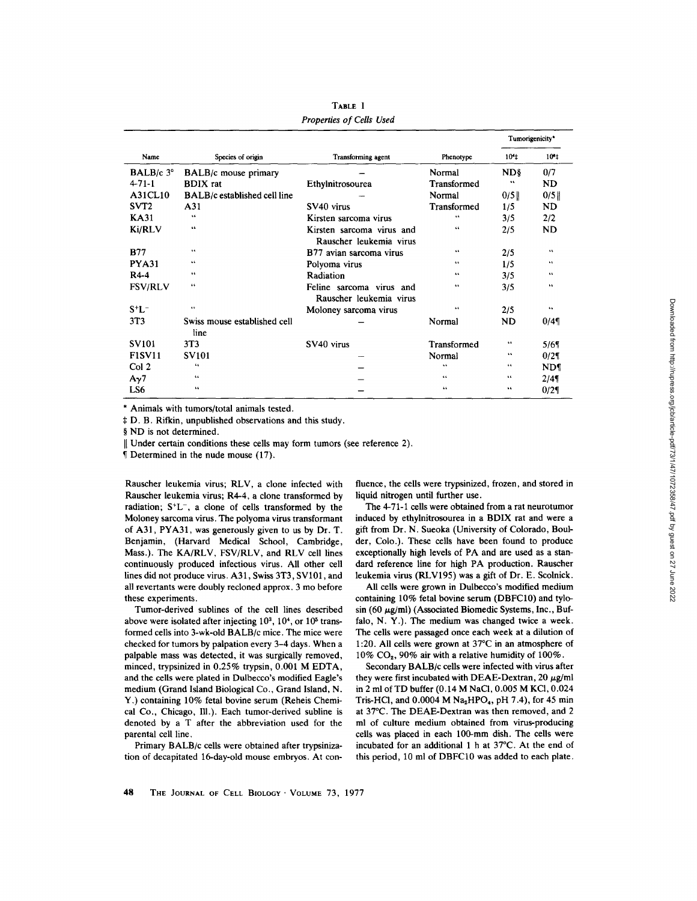TABLE 1

*Properties of Cells Used*

| Name | Species of origin | Transforming agent | Phenotype | Tumorigenicity* | |
|---|---|---|---|---|---|
| | | | | $10^4$‡ | $10^6$‡ |
| BALB/c 3° | BALB/c mouse primary | – | Normal | ND§ | 0/7 |
| 4-71-1 | BDIX rat | Ethylnitrosourea | Transformed | " | ND |
| A31CL10 | BALB/c established cell line | – | Normal | 0/5‖ | 0/5‖ |
| SVT2 | A31 | SV40 virus | Transformed | 1/5 | ND |
| KA31 | " | Kirsten sarcoma virus | " | 3/5 | 2/2 |
| Ki/RLV | " | Kirsten sarcoma virus and Rauscher leukemia virus | " | 2/5 | ND |
| B77 | " | B77 avian sarcoma virus | " | 2/5 | " |
| PYA31 | " | Polyoma virus | " | 1/5 | " |
| R4-4 | " | Radiation | " | 3/5 | " |
| FSV/RLV | " | Feline sarcoma virus and Rauscher leukemia virus | " | 3/5 | " |
| $S^+L^-$ | " | Moloney sarcoma virus | " | 2/5 | " |
| 3T3 | Swiss mouse established cell line | – | Normal | ND | 0/4¶ |
| SV101 | 3T3 | SV40 virus | Transformed | " | 5/6¶ |
| F1SV11 | SV101 | – | Normal | " | 0/2¶ |
| Col 2 | " | – | " | " | ND¶ |
| Aγ7 | " | – | " | " | 2/4¶ |
| LS6 | " | – | " | " | 0/2¶ |

\* Animals with tumors/total animals tested.

‡ D. B. Rifkin, unpublished observations and this study.

§ ND is not determined.

‖ Under certain conditions these cells may form tumors (see reference 2).

¶ Determined in the nude mouse (17).

Rauscher leukemia virus; RLV, a clone infected with Rauscher leukemia virus; R4-4, a clone transformed by radiation; $S^+L^-$, a clone of cells transformed by the Moloney sarcoma virus. The polyoma virus transformant of A31, PYA31, was generously given to us by Dr. T. Benjamin, (Harvard Medical School, Cambridge, Mass.). The KA/RLV, FSV/RLV, and RLV cell lines continuously produced infectious virus. All other cell lines did not produce virus. A31, Swiss 3T3, SV101, and all revertants were doubly recloned approx. 3 mo before these experiments.

Tumor-derived sublines of the cell lines described above were isolated after injecting $10^3$, $10^4$, or $10^5$ transformed cells into 3-wk-old BALB/c mice. The mice were checked for tumors by palpation every 3–4 days. When a palpable mass was detected, it was surgically removed, minced, trypsinized in 0.25% trypsin, 0.001 M EDTA, and the cells were plated in Dulbecco's modified Eagle's medium (Grand Island Biological Co., Grand Island, N. Y.) containing 10% fetal bovine serum (Reheis Chemical Co., Chicago, Ill.). Each tumor-derived subline is denoted by a T after the abbreviation used for the parental cell line.

Primary BALB/c cells were obtained after trypsinization of decapitated 16-day-old mouse embryos. At confluence, the cells were trypsinized, frozen, and stored in liquid nitrogen until further use.

The 4-71-1 cells were obtained from a rat neurotumor induced by ethylnitrosourea in a BDIX rat and were a gift from Dr. N. Sueoka (University of Colorado, Boulder, Colo.). These cells have been found to produce exceptionally high levels of PA and are used as a standard reference line for high PA production. Rauscher leukemia virus (RLV195) was a gift of Dr. E. Scolnick.

All cells were grown in Dulbecco's modified medium containing 10% fetal bovine serum (DBFC10) and tylosin (60 μg/ml) (Associated Biomedic Systems, Inc., Buffalo, N. Y.). The medium was changed twice a week. The cells were passaged once each week at a dilution of 1:20. All cells were grown at 37°C in an atmosphere of 10% $CO_2$, 90% air with a relative humidity of 100%.

Secondary BALB/c cells were infected with virus after they were first incubated with DEAE-Dextran, 20 μg/ml in 2 ml of TD buffer (0.14 M NaCl, 0.005 M KCl, 0.024 Tris-HCl, and 0.0004 M $Na_2HPO_4$, pH 7.4), for 45 min at 37°C. The DEAE-Dextran was then removed, and 2 ml of culture medium obtained from virus-producing cells was placed in each 100-mm dish. The cells were incubated for an additional 1 h at 37°C. At the end of this period, 10 ml of DBFC10 was added to each plate.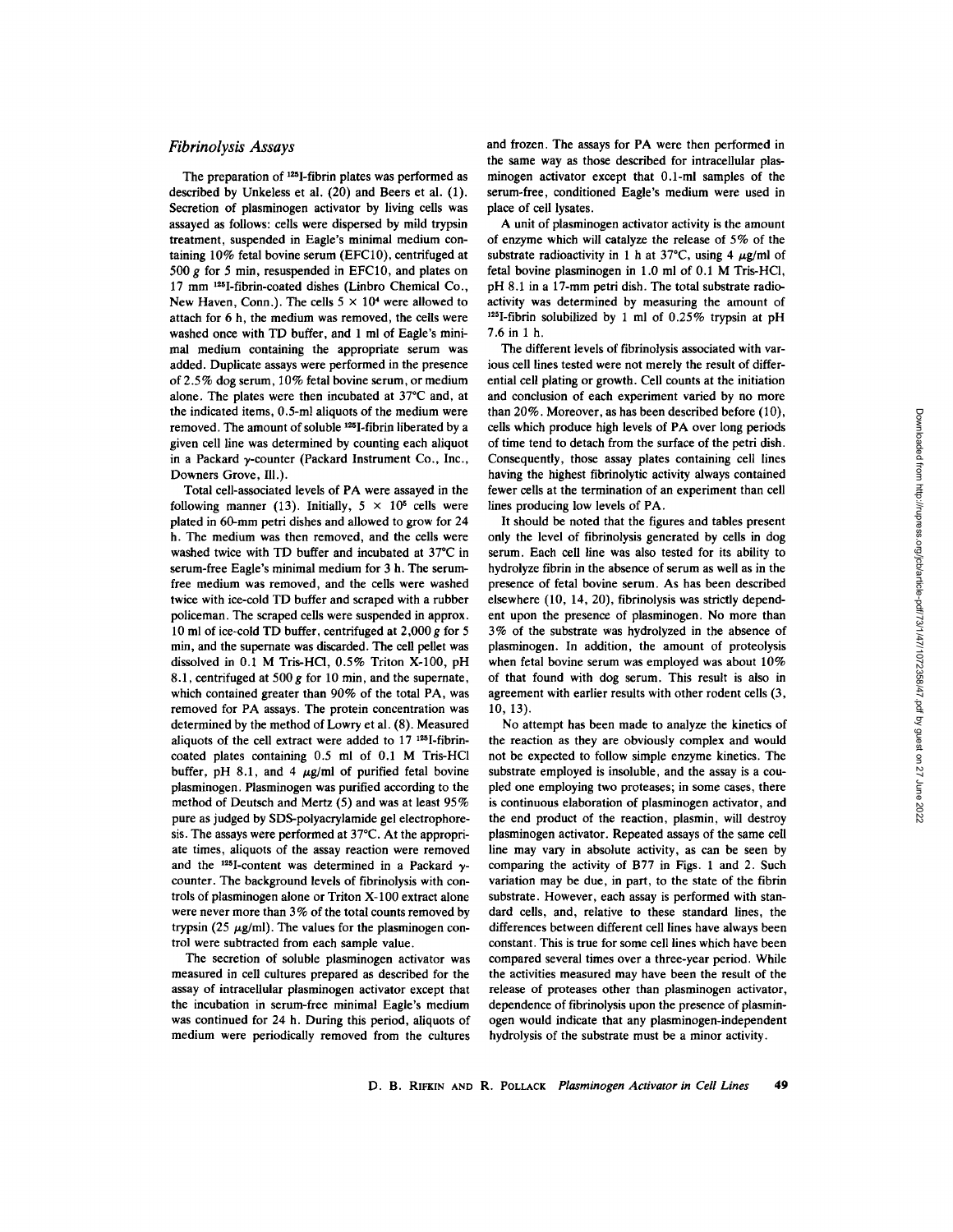## Fibrinolysis Assays

The preparation of $^{125}$I-fibrin plates was performed as described by Unkeless et al. (20) and Beers et al. (1). Secretion of plasminogen activator by living cells was assayed as follows: cells were dispersed by mild trypsin treatment, suspended in Eagle's minimal medium containing 10% fetal bovine serum (EFC10), centrifuged at 500 *g* for 5 min, resuspended in EFC10, and plates on 17 mm $^{125}$I-fibrin-coated dishes (Linbro Chemical Co., New Haven, Conn.). The cells $5 \times 10^4$ were allowed to attach for 6 h, the medium was removed, the cells were washed once with TD buffer, and 1 ml of Eagle's minimal medium containing the appropriate serum was added. Duplicate assays were performed in the presence of 2.5% dog serum, 10% fetal bovine serum, or medium alone. The plates were then incubated at 37°C and, at the indicated items, 0.5-ml aliquots of the medium were removed. The amount of soluble $^{125}$I-fibrin liberated by a given cell line was determined by counting each aliquot in a Packard γ-counter (Packard Instrument Co., Inc., Downers Grove, Ill.).

Total cell-associated levels of PA were assayed in the following manner (13). Initially, $5 \times 10^5$ cells were plated in 60-mm petri dishes and allowed to grow for 24 h. The medium was then removed, and the cells were washed twice with TD buffer and incubated at 37°C in serum-free Eagle's minimal medium for 3 h. The serum-free medium was removed, and the cells were washed twice with ice-cold TD buffer and scraped with a rubber policeman. The scraped cells were suspended in approx. 10 ml of ice-cold TD buffer, centrifuged at 2,000 *g* for 5 min, and the supernate was discarded. The cell pellet was dissolved in 0.1 M Tris-HCl, 0.5% Triton X-100, pH 8.1, centrifuged at 500 *g* for 10 min, and the supernate, which contained greater than 90% of the total PA, was removed for PA assays. The protein concentration was determined by the method of Lowry et al. (8). Measured aliquots of the cell extract were added to 17 $^{125}$I-fibrin-coated plates containing 0.5 ml of 0.1 M Tris-HCl buffer, pH 8.1, and 4 μg/ml of purified fetal bovine plasminogen. Plasminogen was purified according to the method of Deutsch and Mertz (5) and was at least 95% pure as judged by SDS-polyacrylamide gel electrophoresis. The assays were performed at 37°C. At the appropriate times, aliquots of the assay reaction were removed and the $^{125}$I-content was determined in a Packard γ-counter. The background levels of fibrinolysis with controls of plasminogen alone or Triton X-100 extract alone were never more than 3% of the total counts removed by trypsin (25 μg/ml). The values for the plasminogen control were subtracted from each sample value.

The secretion of soluble plasminogen activator was measured in cell cultures prepared as described for the assay of intracellular plasminogen activator except that the incubation in serum-free minimal Eagle's medium was continued for 24 h. During this period, aliquots of medium were periodically removed from the cultures and frozen. The assays for PA were then performed in the same way as those described for intracellular plasminogen activator except that 0.1-ml samples of the serum-free, conditioned Eagle's medium were used in place of cell lysates.

A unit of plasminogen activator activity is the amount of enzyme which will catalyze the release of 5% of the substrate radioactivity in 1 h at 37°C, using 4 μg/ml of fetal bovine plasminogen in 1.0 ml of 0.1 M Tris-HCl, pH 8.1 in a 17-mm petri dish. The total substrate radioactivity was determined by measuring the amount of $^{125}$I-fibrin solubilized by 1 ml of 0.25% trypsin at pH 7.6 in 1 h.

The different levels of fibrinolysis associated with various cell lines tested were not merely the result of differential cell plating or growth. Cell counts at the initiation and conclusion of each experiment varied by no more than 20%. Moreover, as has been described before (10), cells which produce high levels of PA over long periods of time tend to detach from the surface of the petri dish. Consequently, those assay plates containing cell lines having the highest fibrinolytic activity always contained fewer cells at the termination of an experiment than cell lines producing low levels of PA.

It should be noted that the figures and tables present only the level of fibrinolysis generated by cells in dog serum. Each cell line was also tested for its ability to hydrolyze fibrin in the absence of serum as well as in the presence of fetal bovine serum. As has been described elsewhere (10, 14, 20), fibrinolysis was strictly dependent upon the presence of plasminogen. No more than 3% of the substrate was hydrolyzed in the absence of plasminogen. In addition, the amount of proteolysis when fetal bovine serum was employed was about 10% of that found with dog serum. This result is also in agreement with earlier results with other rodent cells (3, 10, 13).

No attempt has been made to analyze the kinetics of the reaction as they are obviously complex and would not be expected to follow simple enzyme kinetics. The substrate employed is insoluble, and the assay is a coupled one employing two proteases; in some cases, there is continuous elaboration of plasminogen activator, and the end product of the reaction, plasmin, will destroy plasminogen activator. Repeated assays of the same cell line may vary in absolute activity, as can be seen by comparing the activity of B77 in Figs. 1 and 2. Such variation may be due, in part, to the state of the fibrin substrate. However, each assay is performed with standard cells, and, relative to these standard lines, the differences between different cell lines have always been constant. This is true for some cell lines which have been compared several times over a three-year period. While the activities measured may have been the result of the release of proteases other than plasminogen activator, dependence of fibrinolysis upon the presence of plasminogen would indicate that any plasminogen-independent hydrolysis of the substrate must be a minor activity.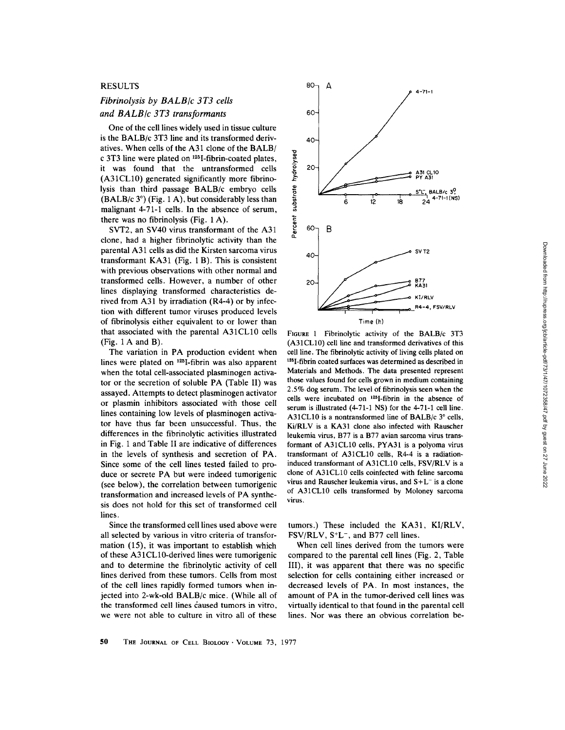## RESULTS

### *Fibrinolysis by BALB/c 3T3 cells and BALB/c 3T3 transformants*

One of the cell lines widely used in tissue culture is the BALB/c 3T3 line and its transformed derivatives. When cells of the A31 clone of the BALB/c 3T3 line were plated on $^{125}$I-fibrin-coated plates, it was found that the untransformed cells (A31CL10) generated significantly more fibrinolysis than third passage BALB/c embryo cells (BALB/c 3°) (Fig. 1 A), but considerably less than malignant 4-71-1 cells. In the absence of serum, there was no fibrinolysis (Fig. 1 A).

SVT2, an SV40 virus transformant of the A31 clone, had a higher fibrinolytic activity than the parental A31 cells as did the Kirsten sarcoma virus transformant KA31 (Fig. 1 B). This is consistent with previous observations with other normal and transformed cells. However, a number of other lines displaying transformed characteristics derived from A31 by irradiation (R4-4) or by infection with different tumor viruses produced levels of fibrinolysis either equivalent to or lower than that associated with the parental A31CL10 cells (Fig. 1 A and B).

The variation in PA production evident when lines were plated on $^{125}$I-fibrin was also apparent when the total cell-associated plasminogen activator or the secretion of soluble PA (Table II) was assayed. Attempts to detect plasminogen activator or plasmin inhibitors associated with those cell lines containing low levels of plasminogen activator have thus far been unsuccessful. Thus, the differences in the fibrinolytic activities illustrated in Fig. 1 and Table II are indicative of differences in the levels of synthesis and secretion of PA. Since some of the cell lines tested failed to produce or secrete PA but were indeed tumorigenic (see below), the correlation between tumorigenic transformation and increased levels of PA synthesis does not hold for this set of transformed cell lines.

Since the transformed cell lines used above were all selected by various in vitro criteria of transformation (15), it was important to establish which of these A31CL10-derived lines were tumorigenic and to determine the fibrinolytic activity of cell lines derived from these tumors. Cells from most of the cell lines rapidly formed tumors when injected into 2-wk-old BALB/c mice. (While all of the transformed cell lines caused tumors in vitro, we were not able to culture in vitro all of these tumors.) These included the KA31, KI/RLV, FSV/RLV, S$^+$L$^-$, and B77 cell lines.

When cell lines derived from the tumors were compared to the parental cell lines (Fig. 2, Table III), it was apparent that there was no specific selection for cells containing either increased or decreased levels of PA. In most instances, the amount of PA in the tumor-derived cell lines was virtually identical to that found in the parental cell lines. Nor was there an obvious correlation be-

FIGURE 1 Fibrinolytic activity of the BALB/c 3T3 (A31CL10) cell line and transformed derivatives of this cell line. The fibrinolytic activity of living cells plated on $^{125}$I-fibrin coated surfaces was determined as described in Materials and Methods. The data presented represent those values found for cells grown in medium containing 2.5% dog serum. The level of fibrinolysis seen when the cells were incubated on $^{125}$I-fibrin in the absence of serum is illustrated (4-71-1 NS) for the 4-71-1 cell line. A31CL10 is a nontransformed line of BALB/c 3° cells, Ki/RLV is a KA31 clone also infected with Rauscher leukemia virus, B77 is a B77 avian sarcoma virus transformant of A31CL10 cells, PYA31 is a polyoma virus transformant of A31CL10 cells, R4-4 is a radiation-induced transformant of A31CL10 cells, FSV/RLV is a clone of A31CL10 cells coinfected with feline sarcoma virus and Rauscher leukemia virus, and S+L$^-$ is a clone of A31CL10 cells transformed by Moloney sarcoma virus.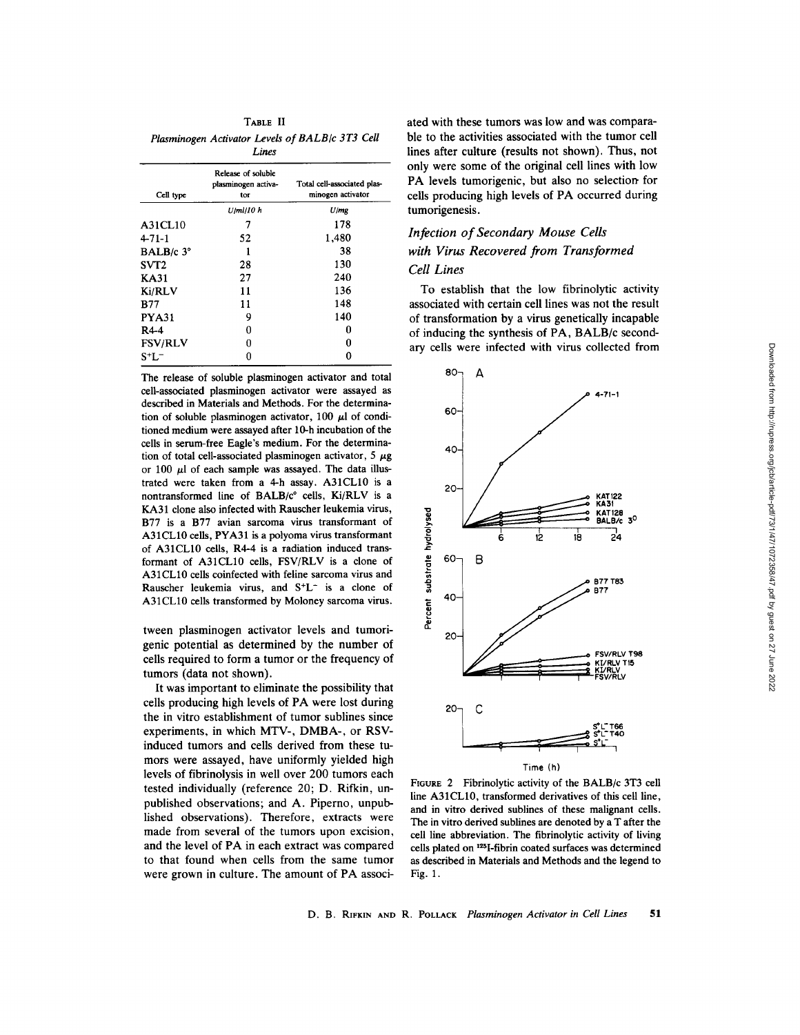TABLE II

*Plasminogen Activator Levels of BALB/c 3T3 Cell Lines*

| Cell type | Release of soluble plasminogen activator | Total cell-associated plasminogen activator |
|---|---|---|
| | *U/ml/10 h* | *U/mg* |
| A31CL10 | 7 | 178 |
| 4-71-1 | 52 | 1,480 |
| BALB/c 3° | 1 | 38 |
| SVT2 | 28 | 130 |
| KA31 | 27 | 240 |
| Ki/RLV | 11 | 136 |
| B77 | 11 | 148 |
| PYA31 | 9 | 140 |
| R4-4 | 0 | 0 |
| FSV/RLV | 0 | 0 |
| $S^+L^-$ | 0 | 0 |

The release of soluble plasminogen activator and total cell-associated plasminogen activator were assayed as described in Materials and Methods. For the determination of soluble plasminogen activator, 100 μl of conditioned medium were assayed after 10-h incubation of the cells in serum-free Eagle's medium. For the determination of total cell-associated plasminogen activator, 5 μg or 100 μl of each sample was assayed. The data illustrated were taken from a 4-h assay. A31CL10 is a nontransformed line of BALB/c° cells, Ki/RLV is a KA31 clone also infected with Rauscher leukemia virus, B77 is a B77 avian sarcoma virus transformant of A31CL10 cells, PYA31 is a polyoma virus transformant of A31CL10 cells, R4-4 is a radiation induced transformant of A31CL10 cells, FSV/RLV is a clone of A31CL10 cells coinfected with feline sarcoma virus and Rauscher leukemia virus, and $S^+L^-$ is a clone of A31CL10 cells transformed by Moloney sarcoma virus.

tween plasminogen activator levels and tumorigenic potential as determined by the number of cells required to form a tumor or the frequency of tumors (data not shown).

It was important to eliminate the possibility that cells producing high levels of PA were lost during the in vitro establishment of tumor sublines since experiments, in which MTV-, DMBA-, or RSV-induced tumors and cells derived from these tumors were assayed, have uniformly yielded high levels of fibrinolysis in well over 200 tumors each tested individually (reference 20; D. Rifkin, unpublished observations; and A. Piperno, unpublished observations). Therefore, extracts were made from several of the tumors upon excision, and the level of PA in each extract was compared to that found when cells from the same tumor were grown in culture. The amount of PA associated with these tumors was low and was comparable to the activities associated with the tumor cell lines after culture (results not shown). Thus, not only were some of the original cell lines with low PA levels tumorigenic, but also no selection for cells producing high levels of PA occurred during tumorigenesis.

## *Infection of Secondary Mouse Cells with Virus Recovered from Transformed Cell Lines*

To establish that the low fibrinolytic activity associated with certain cell lines was not the result of transformation by a virus genetically incapable of inducing the synthesis of PA, BALB/c secondary cells were infected with virus collected from

FIGURE 2 Fibrinolytic activity of the BALB/c 3T3 cell line A31CL10, transformed derivatives of this cell line, and in vitro derived sublines of these malignant cells. The in vitro derived sublines are denoted by a T after the cell line abbreviation. The fibrinolytic activity of living cells plated on $^{125}$I-fibrin coated surfaces was determined as described in Materials and Methods and the legend to Fig. 1.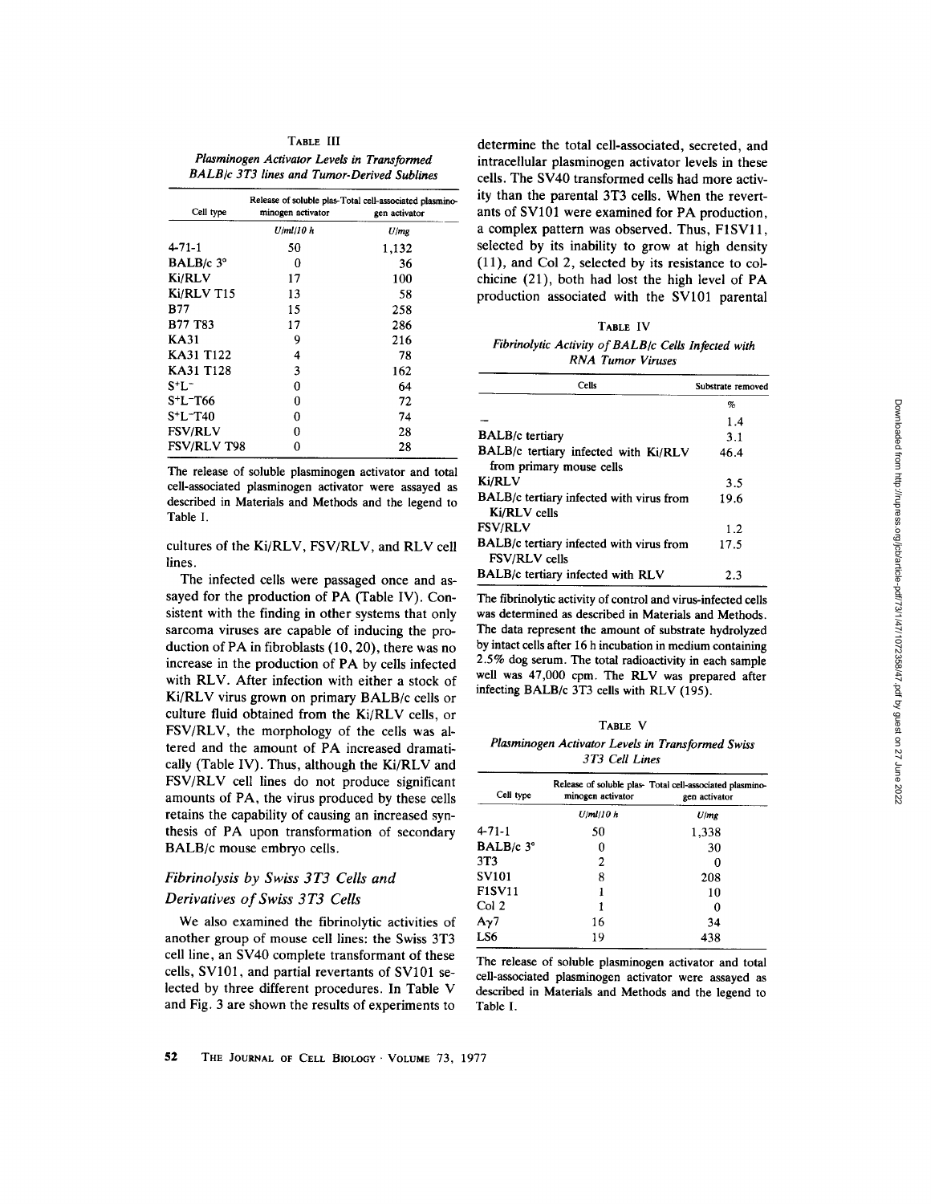TABLE III

*Plasminogen Activator Levels in Transformed BALB/c 3T3 lines and Tumor-Derived Sublines*

| Cell type | Release of soluble plasminogen activator | Total cell-associated plasminogen activator |
|---|---|---|
| | *U/ml/10 h* | *U/mg* |
| 4-71-1 | 50 | 1,132 |
| BALB/c 3° | 0 | 36 |
| Ki/RLV | 17 | 100 |
| Ki/RLV T15 | 13 | 58 |
| B77 | 15 | 258 |
| B77 T83 | 17 | 286 |
| KA31 | 9 | 216 |
| KA31 T122 | 4 | 78 |
| KA31 T128 | 3 | 162 |
| $S^+L^-$ | 0 | 64 |
| $S^+L^-$T66 | 0 | 72 |
| $S^+L^-$T40 | 0 | 74 |
| FSV/RLV | 0 | 28 |
| FSV/RLV T98 | 0 | 28 |

The release of soluble plasminogen activator and total cell-associated plasminogen activator were assayed as described in Materials and Methods and the legend to Table I.

cultures of the Ki/RLV, FSV/RLV, and RLV cell lines.

The infected cells were passaged once and assayed for the production of PA (Table IV). Consistent with the finding in other systems that only sarcoma viruses are capable of inducing the production of PA in fibroblasts (10, 20), there was no increase in the production of PA by cells infected with RLV. After infection with either a stock of Ki/RLV virus grown on primary BALB/c cells or culture fluid obtained from the Ki/RLV cells, or FSV/RLV, the morphology of the cells was altered and the amount of PA increased dramatically (Table IV). Thus, although the Ki/RLV and FSV/RLV cell lines do not produce significant amounts of PA, the virus produced by these cells retains the capability of causing an increased synthesis of PA upon transformation of secondary BALB/c mouse embryo cells.

### *Fibrinolysis by Swiss 3T3 Cells and Derivatives of Swiss 3T3 Cells*

We also examined the fibrinolytic activities of another group of mouse cell lines: the Swiss 3T3 cell line, an SV40 complete transformant of these cells, SV101, and partial revertants of SV101 selected by three different procedures. In Table V and Fig. 3 are shown the results of experiments to determine the total cell-associated, secreted, and intracellular plasminogen activator levels in these cells. The SV40 transformed cells had more activity than the parental 3T3 cells. When the revertants of SV101 were examined for PA production, a complex pattern was observed. Thus, FlSV11, selected by its inability to grow at high density (11), and Col 2, selected by its resistance to colchicine (21), both had lost the high level of PA production associated with the SV101 parental

TABLE IV

*Fibrinolytic Activity of BALB/c Cells Infected with RNA Tumor Viruses*

| Cells | Substrate removed |
|---|---|
| | % |
| – | 1.4 |
| BALB/c tertiary | 3.1 |
| BALB/c tertiary infected with Ki/RLV from primary mouse cells | 46.4 |
| Ki/RLV | 3.5 |
| BALB/c tertiary infected with virus from Ki/RLV cells | 19.6 |
| FSV/RLV | 1.2 |
| BALB/c tertiary infected with virus from FSV/RLV cells | 17.5 |
| BALB/c tertiary infected with RLV | 2.3 |

The fibrinolytic activity of control and virus-infected cells was determined as described in Materials and Methods. The data represent the amount of substrate hydrolyzed by intact cells after 16 h incubation in medium containing 2.5% dog serum. The total radioactivity in each sample well was 47,000 cpm. The RLV was prepared after infecting BALB/c 3T3 cells with RLV (195).

TABLE V

*Plasminogen Activator Levels in Transformed Swiss 3T3 Cell Lines*

| Cell type | Release of soluble plasminogen activator | Total cell-associated plasminogen activator |
|---|---|---|
| | *U/ml/10 h* | *U/mg* |
| 4-71-1 | 50 | 1,338 |
| BALB/c 3° | 0 | 30 |
| 3T3 | 2 | 0 |
| SV101 | 8 | 208 |
| FlSV11 | 1 | 10 |
| Col 2 | 1 | 0 |
| Aγ7 | 16 | 34 |
| LS6 | 19 | 438 |

The release of soluble plasminogen activator and total cell-associated plasminogen activator were assayed as described in Materials and Methods and the legend to Table I.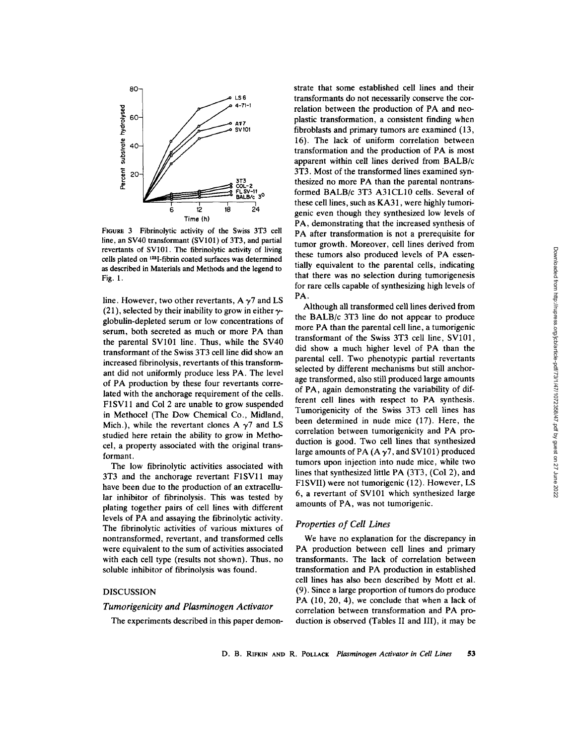FIGURE 3 Fibrinolytic activity of the Swiss 3T3 cell line, an SV40 transformant (SV101) of 3T3, and partial revertants of SV101. The fibrinolytic activity of living cells plated on $^{125}$I-fibrin coated surfaces was determined as described in Materials and Methods and the legend to Fig. 1.

line. However, two other revertants, A $\gamma$7 and LS (21), selected by their inability to grow in either $\gamma$-globulin-depleted serum or low concentrations of serum, both secreted as much or more PA than the parental SV101 line. Thus, while the SV40 transformant of the Swiss 3T3 cell line did show an increased fibrinolysis, revertants of this transformant did not uniformly produce less PA. The level of PA production by these four revertants correlated with the anchorage requirement of the cells. FISV11 and Col 2 are unable to grow suspended in Methocel (The Dow Chemical Co., Midland, Mich.), while the revertant clones A $\gamma$7 and LS studied here retain the ability to grow in Methocel, a property associated with the original transformant.

The low fibrinolytic activities associated with 3T3 and the anchorage revertant FISV11 may have been due to the production of an extracellular inhibitor of fibrinolysis. This was tested by plating together pairs of cell lines with different levels of PA and assaying the fibrinolytic activity. The fibrinolytic activities of various mixtures of nontransformed, revertant, and transformed cells were equivalent to the sum of activities associated with each cell type (results not shown). Thus, no soluble inhibitor of fibrinolysis was found.

## DISCUSSION

### *Tumorigenicity and Plasminogen Activator*

The experiments described in this paper demonstrate that some established cell lines and their transformants do not necessarily conserve the correlation between the production of PA and neoplastic transformation, a consistent finding when fibroblasts and primary tumors are examined (13, 16). The lack of uniform correlation between transformation and the production of PA is most apparent within cell lines derived from BALB/c 3T3. Most of the transformed lines examined synthesized no more PA than the parental nontransformed BALB/c 3T3 A31CL10 cells. Several of these cell lines, such as KA31, were highly tumorigenic even though they synthesized low levels of PA, demonstrating that the increased synthesis of PA after transformation is not a prerequisite for tumor growth. Moreover, cell lines derived from these tumors also produced levels of PA essentially equivalent to the parental cells, indicating that there was no selection during tumorigenesis for rare cells capable of synthesizing high levels of PA.

Although all transformed cell lines derived from the BALB/c 3T3 line do not appear to produce more PA than the parental cell line, a tumorigenic transformant of the Swiss 3T3 cell line, SV101, did show a much higher level of PA than the parental cell. Two phenotypic partial revertants selected by different mechanisms but still anchorage transformed, also still produced large amounts of PA, again demonstrating the variability of different cell lines with respect to PA synthesis. Tumorigenicity of the Swiss 3T3 cell lines has been determined in nude mice (17). Here, the correlation between tumorigenicity and PA production is good. Two cell lines that synthesized large amounts of PA (A $\gamma$7, and SV101) produced tumors upon injection into nude mice, while two lines that synthesized little PA (3T3, (Col 2), and FISVII) were not tumorigenic (12). However, LS 6, a revertant of SV101 which synthesized large amounts of PA, was not tumorigenic.

### *Properties of Cell Lines*

We have no explanation for the discrepancy in PA production between cell lines and primary transformants. The lack of correlation between transformation and PA production in established cell lines has also been described by Mott et al. (9). Since a large proportion of tumors do produce PA (10, 20, 4), we conclude that when a lack of correlation between transformation and PA production is observed (Tables II and III), it may be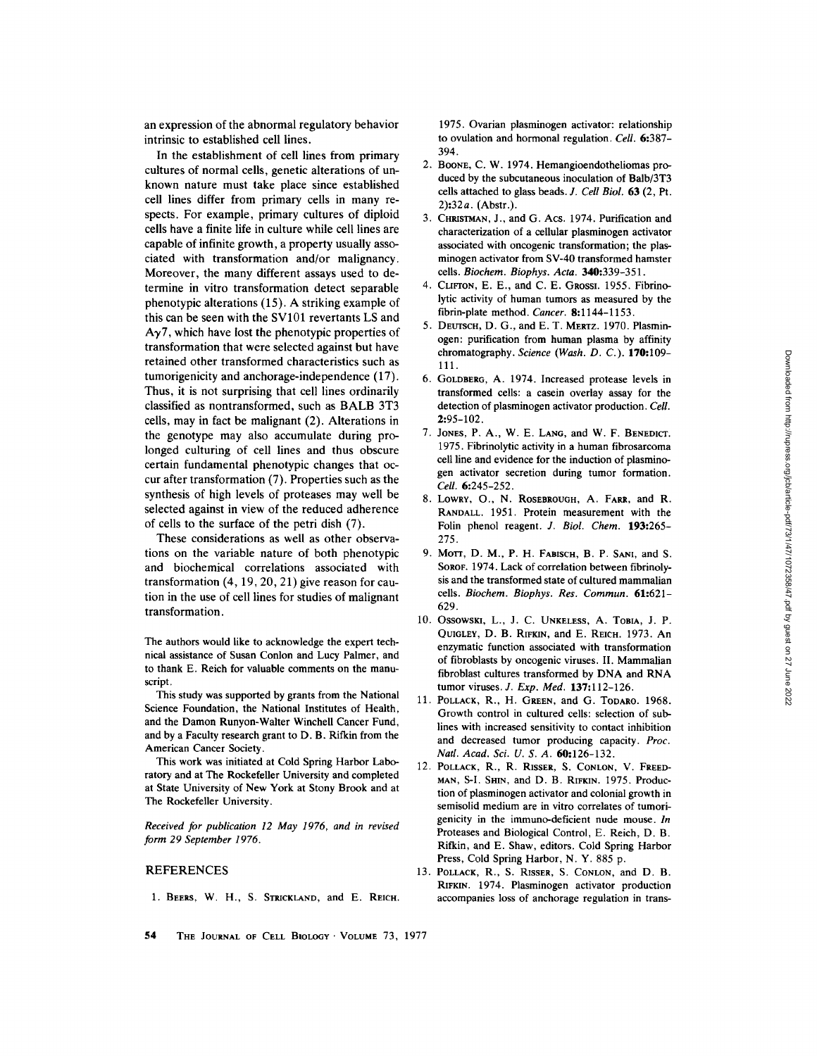an expression of the abnormal regulatory behavior intrinsic to established cell lines.

In the establishment of cell lines from primary cultures of normal cells, genetic alterations of unknown nature must take place since established cell lines differ from primary cells in many respects. For example, primary cultures of diploid cells have a finite life in culture while cell lines are capable of infinite growth, a property usually associated with transformation and/or malignancy. Moreover, the many different assays used to determine in vitro transformation detect separable phenotypic alterations (15). A striking example of this can be seen with the SV101 revertants LS and Aγ7, which have lost the phenotypic properties of transformation that were selected against but have retained other transformed characteristics such as tumorigenicity and anchorage-independence (17). Thus, it is not surprising that cell lines ordinarily classified as nontransformed, such as BALB 3T3 cells, may in fact be malignant (2). Alterations in the genotype may also accumulate during prolonged culturing of cell lines and thus obscure certain fundamental phenotypic changes that occur after transformation (7). Properties such as the synthesis of high levels of proteases may well be selected against in view of the reduced adherence of cells to the surface of the petri dish (7).

These considerations as well as other observations on the variable nature of both phenotypic and biochemical correlations associated with transformation (4, 19, 20, 21) give reason for caution in the use of cell lines for studies of malignant transformation.

The authors would like to acknowledge the expert technical assistance of Susan Conlon and Lucy Palmer, and to thank E. Reich for valuable comments on the manuscript.

This study was supported by grants from the National Science Foundation, the National Institutes of Health, and the Damon Runyon-Walter Winchell Cancer Fund, and by a Faculty research grant to D. B. Rifkin from the American Cancer Society.

This work was initiated at Cold Spring Harbor Laboratory and at The Rockefeller University and completed at State University of New York at Stony Brook and at The Rockefeller University.

*Received for publication 12 May 1976, and in revised form 29 September 1976.*

## REFERENCES

1. Beers, W. H., S. Strickland, and E. Reich. 1975. Ovarian plasminogen activator: relationship to ovulation and hormonal regulation. *Cell.* **6**:387–394.
2. Boone, C. W. 1974. Hemangioendotheliomas produced by the subcutaneous inoculation of Balb/3T3 cells attached to glass beads. *J. Cell Biol.* **63** (2, Pt. 2):32*a*. (Abstr.).
3. Christman, J., and G. Acs. 1974. Purification and characterization of a cellular plasminogen activator associated with oncogenic transformation; the plasminogen activator from SV-40 transformed hamster cells. *Biochem. Biophys. Acta.* **340**:339–351.
4. Clifton, E. E., and C. E. Grossi. 1955. Fibrinolytic activity of human tumors as measured by the fibrin-plate method. *Cancer.* **8**:1144–1153.
5. Deutsch, D. G., and E. T. Mertz. 1970. Plasminogen: purification from human plasma by affinity chromatography. *Science (Wash. D. C.).* **170**:109–111.
6. Goldberg, A. 1974. Increased protease levels in transformed cells: a casein overlay assay for the detection of plasminogen activator production. *Cell.* **2**:95–102.
7. Jones, P. A., W. E. Lang, and W. F. Benedict. 1975. Fibrinolytic activity in a human fibrosarcoma cell line and evidence for the induction of plasminogen activator secretion during tumor formation. *Cell.* **6**:245–252.
8. Lowry, O., N. Rosebrough, A. Farr, and R. Randall. 1951. Protein measurement with the Folin phenol reagent. *J. Biol. Chem.* **193**:265–275.
9. Mott, D. M., P. H. Fabisch, B. P. Sani, and S. Sorof. 1974. Lack of correlation between fibrinolysis and the transformed state of cultured mammalian cells. *Biochem. Biophys. Res. Commun.* **61**:621–629.
10. Ossowski, L., J. C. Unkeless, A. Tobia, J. P. Quigley, D. B. Rifkin, and E. Reich. 1973. An enzymatic function associated with transformation of fibroblasts by oncogenic viruses. II. Mammalian fibroblast cultures transformed by DNA and RNA tumor viruses. *J. Exp. Med.* **137**:112–126.
11. Pollack, R., H. Green, and G. Todaro. 1968. Growth control in cultured cells: selection of sublines with increased sensitivity to contact inhibition and decreased tumor producing capacity. *Proc. Natl. Acad. Sci. U. S. A.* **60**:126–132.
12. Pollack, R., R. Risser, S. Conlon, V. Freedman, S-I. Shin, and D. B. Rifkin. 1975. Production of plasminogen activator and colonial growth in semisolid medium are in vitro correlates of tumorigenicity in the immuno-deficient nude mouse. *In* Proteases and Biological Control, E. Reich, D. B. Rifkin, and E. Shaw, editors. Cold Spring Harbor Press, Cold Spring Harbor, N. Y. 885 p.
13. Pollack, R., S. Risser, S. Conlon, and D. B. Rifkin. 1974. Plasminogen activator production accompanies loss of anchorage regulation in trans-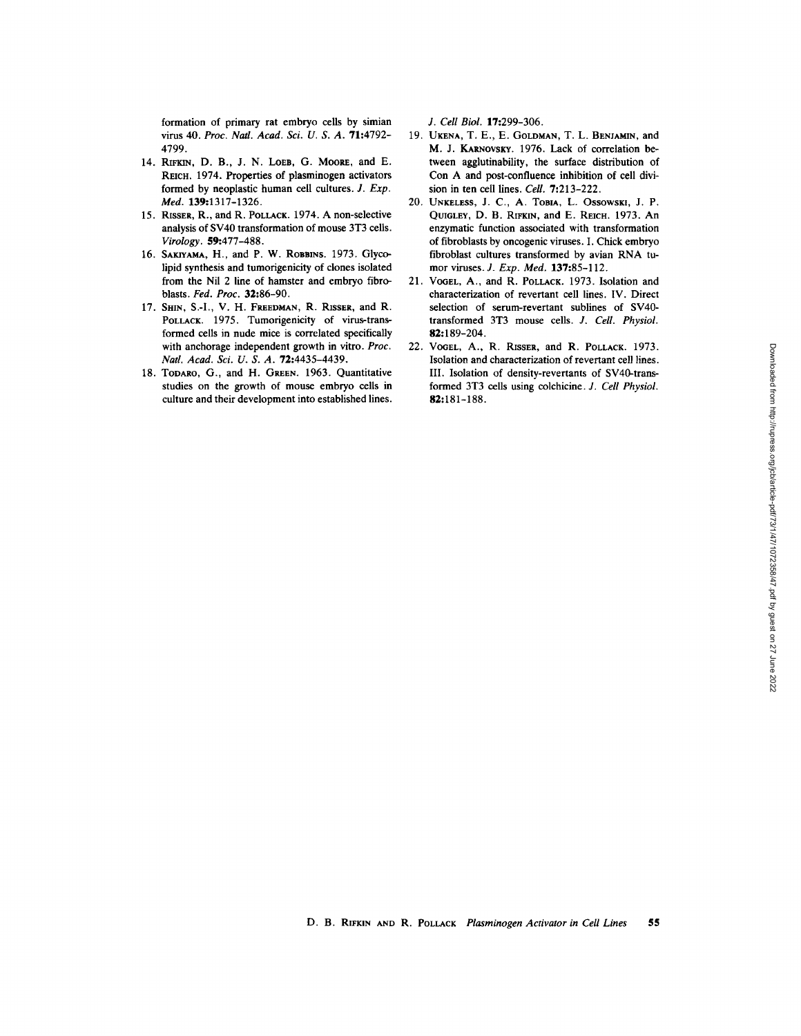formation of primary rat embryo cells by simian virus 40. *Proc. Natl. Acad. Sci. U. S. A.* **71**:4792–4799.

14. RIFKIN, D. B., J. N. LOEB, G. MOORE, and E. REICH. 1974. Properties of plasminogen activators formed by neoplastic human cell cultures. *J. Exp. Med.* **139**:1317–1326.
15. RISSER, R., and R. POLLACK. 1974. A non-selective analysis of SV40 transformation of mouse 3T3 cells. *Virology.* **59**:477–488.
16. SAKIYAMA, H., and P. W. ROBBINS. 1973. Glycolipid synthesis and tumorigenicity of clones isolated from the Nil 2 line of hamster and embryo fibroblasts. *Fed. Proc.* **32**:86–90.
17. SHIN, S.-I., V. H. FREEDMAN, R. RISSER, and R. POLLACK. 1975. Tumorigenicity of virus-transformed cells in nude mice is correlated specifically with anchorage independent growth in vitro. *Proc. Natl. Acad. Sci. U. S. A.* **72**:4435–4439.
18. TODARO, G., and H. GREEN. 1963. Quantitative studies on the growth of mouse embryo cells in culture and their development into established lines. *J. Cell Biol.* **17**:299–306.
19. UKENA, T. E., E. GOLDMAN, T. L. BENJAMIN, and M. J. KARNOVSKY. 1976. Lack of correlation between agglutinability, the surface distribution of Con A and post-confluence inhibition of cell division in ten cell lines. *Cell.* **7**:213–222.
20. UNKELESS, J. C., A. TOBIA, L. OSSOWSKI, J. P. QUIGLEY, D. B. RIFKIN, and E. REICH. 1973. An enzymatic function associated with transformation of fibroblasts by oncogenic viruses. I. Chick embryo fibroblast cultures transformed by avian RNA tumor viruses. *J. Exp. Med.* **137**:85–112.
21. VOGEL, A., and R. POLLACK. 1973. Isolation and characterization of revertant cell lines. IV. Direct selection of serum-revertant sublines of SV40-transformed 3T3 mouse cells. *J. Cell. Physiol.* **82**:189–204.
22. VOGEL, A., R. RISSER, and R. POLLACK. 1973. Isolation and characterization of revertant cell lines. III. Isolation of density-revertants of SV40-transformed 3T3 cells using colchicine. *J. Cell Physiol.* **82**:181–188.